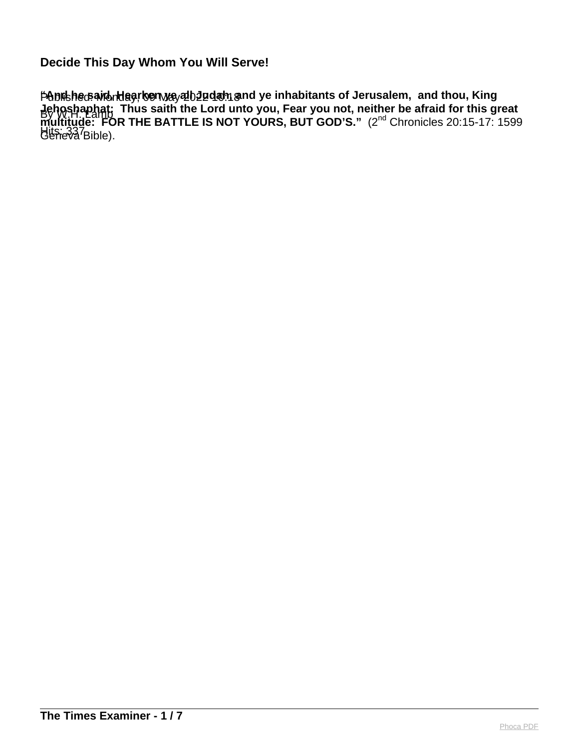# Decide This Day Whom You Will Serve!

Published: Monday, 09 May 2022 10:18
By W.H. Lamb
Hits: 337

**"And he said, Hearken ye all Judah, and ye inhabitants of Jerusalem, and thou, King Jehoshaphat: Thus saith the Lord unto you, Fear you not, neither be afraid for this great multitude: FOR THE BATTLE IS NOT YOURS, BUT GOD'S."** (2nd Chronicles 20:15-17: 1599 Geneva Bible).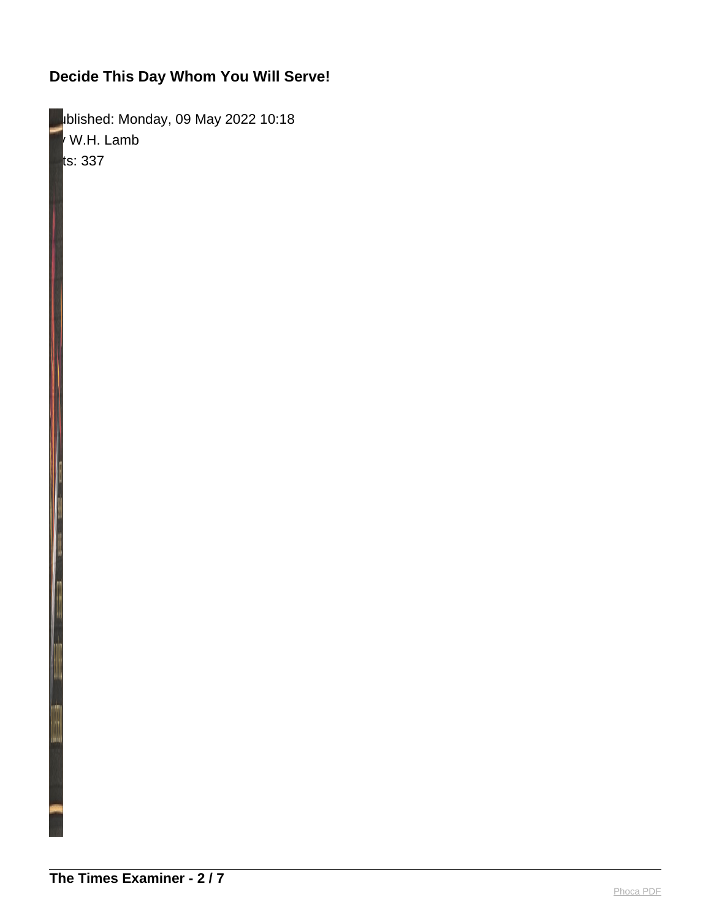## Decide This Day Whom You Will Serve!

ublished: Monday, 09 May 2022 10:18
 W.H. Lamb
ts: 337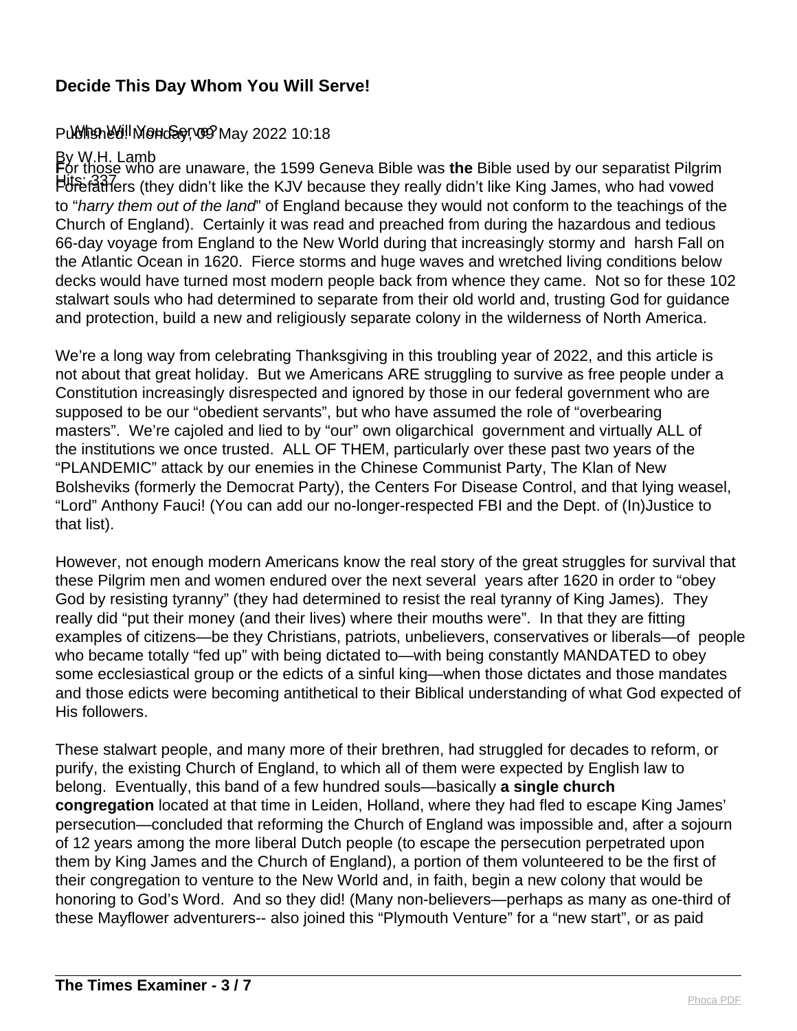## Decide This Day Whom You Will Serve!

Published: Monday, 09 May 2022 10:18

By W.H. Lamb

Hits: 337

Who Will You Serve?

**F**or those who are unaware, the 1599 Geneva Bible was **the** Bible used by our separatist Pilgrim Forefathers (they didn't like the KJV because they really didn't like King James, who had vowed to "*harry them out of the land*" of England because they would not conform to the teachings of the Church of England). Certainly it was read and preached from during the hazardous and tedious 66-day voyage from England to the New World during that increasingly stormy and harsh Fall on the Atlantic Ocean in 1620. Fierce storms and huge waves and wretched living conditions below decks would have turned most modern people back from whence they came. Not so for these 102 stalwart souls who had determined to separate from their old world and, trusting God for guidance and protection, build a new and religiously separate colony in the wilderness of North America.

We're a long way from celebrating Thanksgiving in this troubling year of 2022, and this article is not about that great holiday. But we Americans ARE struggling to survive as free people under a Constitution increasingly disrespected and ignored by those in our federal government who are supposed to be our "obedient servants", but who have assumed the role of "overbearing masters". We're cajoled and lied to by "our" own oligarchical government and virtually ALL of the institutions we once trusted. ALL OF THEM, particularly over these past two years of the "PLANDEMIC" attack by our enemies in the Chinese Communist Party, The Klan of New Bolsheviks (formerly the Democrat Party), the Centers For Disease Control, and that lying weasel, "Lord" Anthony Fauci! (You can add our no-longer-respected FBI and the Dept. of (In)Justice to that list).

However, not enough modern Americans know the real story of the great struggles for survival that these Pilgrim men and women endured over the next several years after 1620 in order to "obey God by resisting tyranny" (they had determined to resist the real tyranny of King James). They really did "put their money (and their lives) where their mouths were". In that they are fitting examples of citizens—be they Christians, patriots, unbelievers, conservatives or liberals—of people who became totally "fed up" with being dictated to—with being constantly MANDATED to obey some ecclesiastical group or the edicts of a sinful king—when those dictates and those mandates and those edicts were becoming antithetical to their Biblical understanding of what God expected of His followers.

These stalwart people, and many more of their brethren, had struggled for decades to reform, or purify, the existing Church of England, to which all of them were expected by English law to belong. Eventually, this band of a few hundred souls—basically **a single church congregation** located at that time in Leiden, Holland, where they had fled to escape King James' persecution—concluded that reforming the Church of England was impossible and, after a sojourn of 12 years among the more liberal Dutch people (to escape the persecution perpetrated upon them by King James and the Church of England), a portion of them volunteered to be the first of their congregation to venture to the New World and, in faith, begin a new colony that would be honoring to God's Word. And so they did! (Many non-believers—perhaps as many as one-third of these Mayflower adventurers-- also joined this "Plymouth Venture" for a "new start", or as paid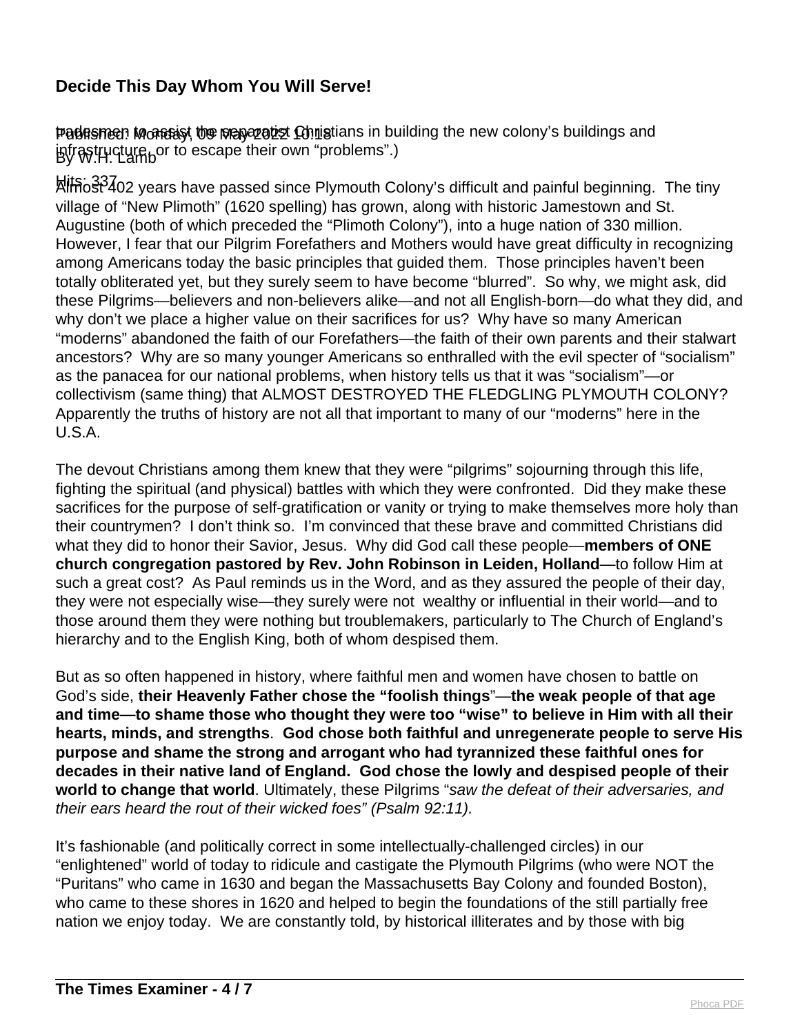**Decide This Day Whom You Will Serve!**

Published: Monday, 09 May 2022 10:18
By W.H. Lamb

Hits: 337

tradesmen to assist the separatist Christians in building the new colony's buildings and infrastructure, or to escape their own "problems".)

Almost 402 years have passed since Plymouth Colony's difficult and painful beginning. The tiny village of "New Plimoth" (1620 spelling) has grown, along with historic Jamestown and St. Augustine (both of which preceded the "Plimoth Colony"), into a huge nation of 330 million. However, I fear that our Pilgrim Forefathers and Mothers would have great difficulty in recognizing among Americans today the basic principles that guided them. Those principles haven't been totally obliterated yet, but they surely seem to have become "blurred". So why, we might ask, did these Pilgrims—believers and non-believers alike—and not all English-born—do what they did, and why don't we place a higher value on their sacrifices for us? Why have so many American "moderns" abandoned the faith of our Forefathers—the faith of their own parents and their stalwart ancestors? Why are so many younger Americans so enthralled with the evil specter of "socialism" as the panacea for our national problems, when history tells us that it was "socialism"—or collectivism (same thing) that ALMOST DESTROYED THE FLEDGLING PLYMOUTH COLONY? Apparently the truths of history are not all that important to many of our "moderns" here in the U.S.A.

The devout Christians among them knew that they were "pilgrims" sojourning through this life, fighting the spiritual (and physical) battles with which they were confronted. Did they make these sacrifices for the purpose of self-gratification or vanity or trying to make themselves more holy than their countrymen? I don't think so. I'm convinced that these brave and committed Christians did what they did to honor their Savior, Jesus. Why did God call these people—**members of ONE church congregation pastored by Rev. John Robinson in Leiden, Holland**—to follow Him at such a great cost? As Paul reminds us in the Word, and as they assured the people of their day, they were not especially wise—they surely were not wealthy or influential in their world—and to those around them they were nothing but troublemakers, particularly to The Church of England's hierarchy and to the English King, both of whom despised them.

But as so often happened in history, where faithful men and women have chosen to battle on God's side, **their Heavenly Father chose the "foolish things**"—**the weak people of that age and time—to shame those who thought they were too "wise" to believe in Him with all their hearts, minds, and strengths**. **God chose both faithful and unregenerate people to serve His purpose and shame the strong and arrogant who had tyrannized these faithful ones for decades in their native land of England. God chose the lowly and despised people of their world to change that world**. Ultimately, these Pilgrims "*saw the defeat of their adversaries, and their ears heard the rout of their wicked foes" (Psalm 92:11).*

It's fashionable (and politically correct in some intellectually-challenged circles) in our "enlightened" world of today to ridicule and castigate the Plymouth Pilgrims (who were NOT the "Puritans" who came in 1630 and began the Massachusetts Bay Colony and founded Boston), who came to these shores in 1620 and helped to begin the foundations of the still partially free nation we enjoy today. We are constantly told, by historical illiterates and by those with big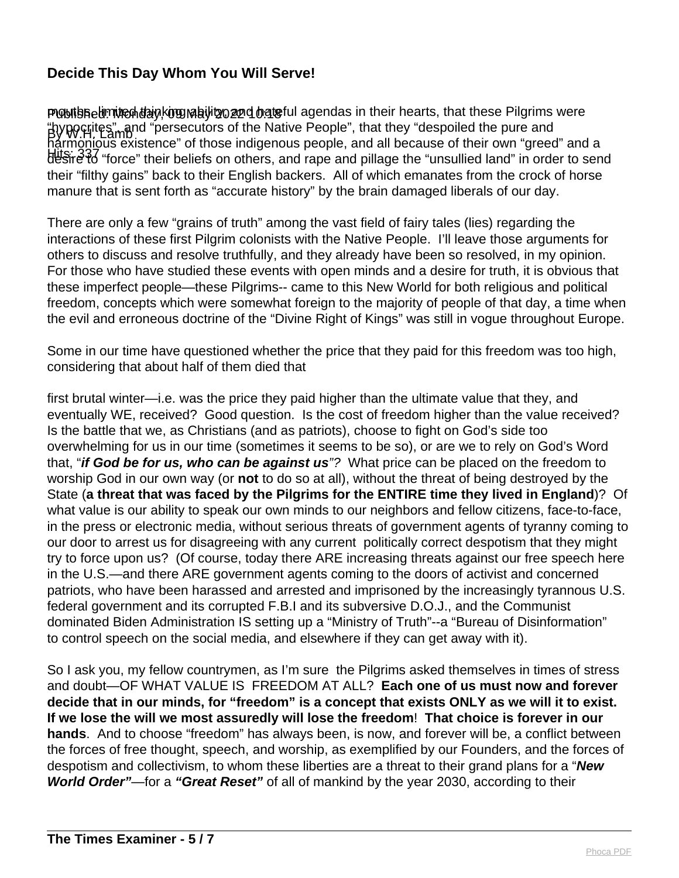## Decide This Day Whom You Will Serve!

Published: Monday, 09 May 2022 10:18
By W.H. Lamb
Hits: 337

mouths, limited thinking ability and hateful agendas in their hearts, that these Pilgrims were "hypocrites", and "persecutors of the Native People", that they "despoiled the pure and harmonious existence" of those indigenous people, and all because of their own "greed" and a desire to "force" their beliefs on others, and rape and pillage the "unsullied land" in order to send their "filthy gains" back to their English backers. All of which emanates from the crock of horse manure that is sent forth as "accurate history" by the brain damaged liberals of our day.

There are only a few "grains of truth" among the vast field of fairy tales (lies) regarding the interactions of these first Pilgrim colonists with the Native People. I'll leave those arguments for others to discuss and resolve truthfully, and they already have been so resolved, in my opinion. For those who have studied these events with open minds and a desire for truth, it is obvious that these imperfect people—these Pilgrims-- came to this New World for both religious and political freedom, concepts which were somewhat foreign to the majority of people of that day, a time when the evil and erroneous doctrine of the "Divine Right of Kings" was still in vogue throughout Europe.

Some in our time have questioned whether the price that they paid for this freedom was too high, considering that about half of them died that

first brutal winter—i.e. was the price they paid higher than the ultimate value that they, and eventually WE, received? Good question. Is the cost of freedom higher than the value received? Is the battle that we, as Christians (and as patriots), choose to fight on God's side too overwhelming for us in our time (sometimes it seems to be so), or are we to rely on God's Word that, "***if God be for us, who can be against us****"?* What price can be placed on the freedom to worship God in our own way (or **not** to do so at all), without the threat of being destroyed by the State (**a threat that was faced by the Pilgrims for the ENTIRE time they lived in England**)? Of what value is our ability to speak our own minds to our neighbors and fellow citizens, face-to-face, in the press or electronic media, without serious threats of government agents of tyranny coming to our door to arrest us for disagreeing with any current politically correct despotism that they might try to force upon us? (Of course, today there ARE increasing threats against our free speech here in the U.S.—and there ARE government agents coming to the doors of activist and concerned patriots, who have been harassed and arrested and imprisoned by the increasingly tyrannous U.S. federal government and its corrupted F.B.I and its subversive D.O.J., and the Communist dominated Biden Administration IS setting up a "Ministry of Truth"--a "Bureau of Disinformation" to control speech on the social media, and elsewhere if they can get away with it).

So I ask you, my fellow countrymen, as I'm sure the Pilgrims asked themselves in times of stress and doubt—OF WHAT VALUE IS FREEDOM AT ALL? **Each one of us must now and forever decide that in our minds, for "freedom" is a concept that exists ONLY as we will it to exist. If we lose the will we most assuredly will lose the freedom**! **That choice is forever in our hands**. And to choose "freedom" has always been, is now, and forever will be, a conflict between the forces of free thought, speech, and worship, as exemplified by our Founders, and the forces of despotism and collectivism, to whom these liberties are a threat to their grand plans for a "***New World Order"***—for a ***"Great Reset"*** of all of mankind by the year 2030, according to their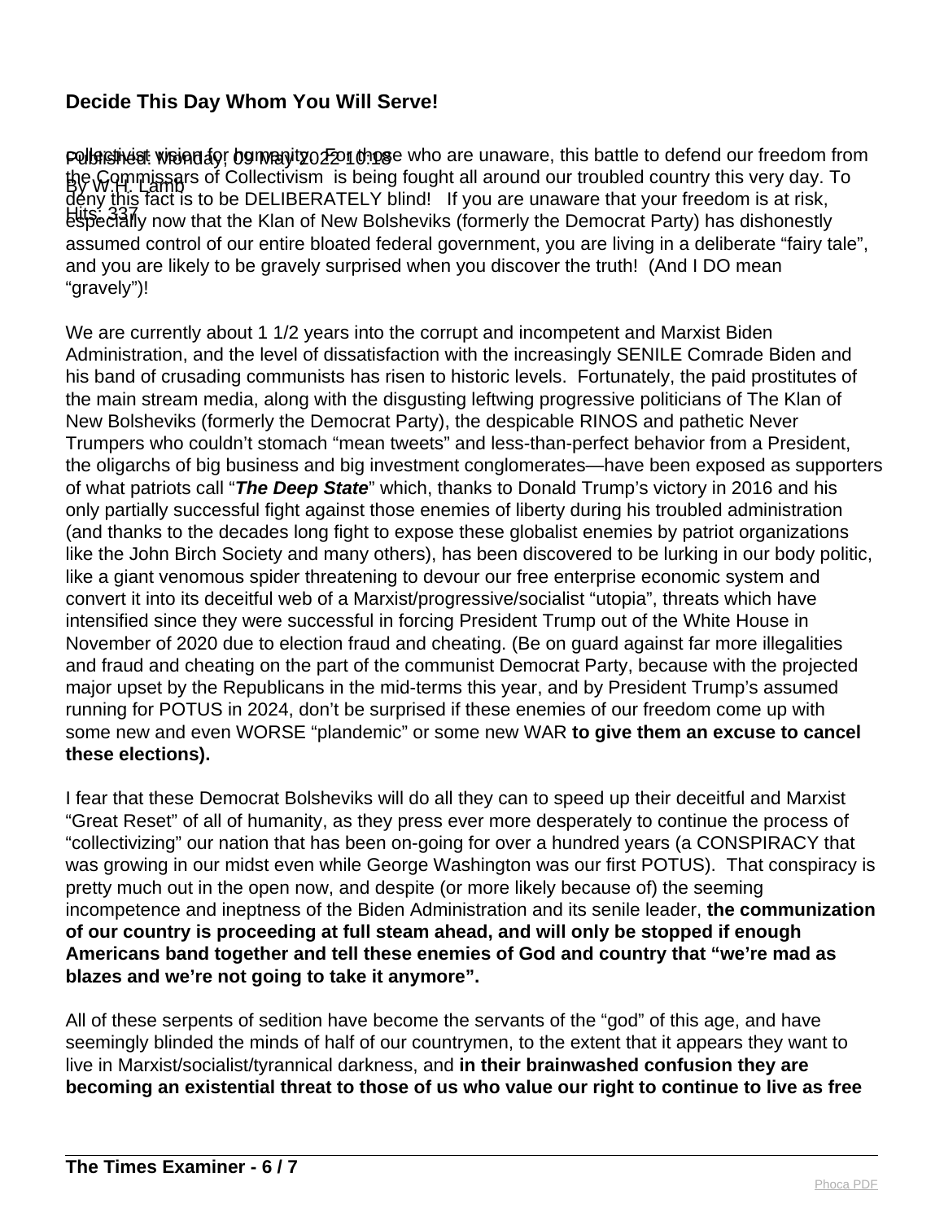## Decide This Day Whom You Will Serve!

Published: Monday, 09 May 2022 10:18
By W.H. Lamb
Hits: 337

collectivist vision for humanity. For those who are unaware, this battle to defend our freedom from the Commissars of Collectivism is being fought all around our troubled country this very day. To deny this fact is to be DELIBERATELY blind! If you are unaware that your freedom is at risk, especially now that the Klan of New Bolsheviks (formerly the Democrat Party) has dishonestly assumed control of our entire bloated federal government, you are living in a deliberate "fairy tale", and you are likely to be gravely surprised when you discover the truth! (And I DO mean "gravely")!

We are currently about 1 1/2 years into the corrupt and incompetent and Marxist Biden Administration, and the level of dissatisfaction with the increasingly SENILE Comrade Biden and his band of crusading communists has risen to historic levels. Fortunately, the paid prostitutes of the main stream media, along with the disgusting leftwing progressive politicians of The Klan of New Bolsheviks (formerly the Democrat Party), the despicable RINOS and pathetic Never Trumpers who couldn't stomach "mean tweets" and less-than-perfect behavior from a President, the oligarchs of big business and big investment conglomerates—have been exposed as supporters of what patriots call "***The Deep State***" which, thanks to Donald Trump's victory in 2016 and his only partially successful fight against those enemies of liberty during his troubled administration (and thanks to the decades long fight to expose these globalist enemies by patriot organizations like the John Birch Society and many others), has been discovered to be lurking in our body politic, like a giant venomous spider threatening to devour our free enterprise economic system and convert it into its deceitful web of a Marxist/progressive/socialist "utopia", threats which have intensified since they were successful in forcing President Trump out of the White House in November of 2020 due to election fraud and cheating. (Be on guard against far more illegalities and fraud and cheating on the part of the communist Democrat Party, because with the projected major upset by the Republicans in the mid-terms this year, and by President Trump's assumed running for POTUS in 2024, don't be surprised if these enemies of our freedom come up with some new and even WORSE "plandemic" or some new WAR **to give them an excuse to cancel these elections).**

I fear that these Democrat Bolsheviks will do all they can to speed up their deceitful and Marxist "Great Reset" of all of humanity, as they press ever more desperately to continue the process of "collectivizing" our nation that has been on-going for over a hundred years (a CONSPIRACY that was growing in our midst even while George Washington was our first POTUS). That conspiracy is pretty much out in the open now, and despite (or more likely because of) the seeming incompetence and ineptness of the Biden Administration and its senile leader, **the communization of our country is proceeding at full steam ahead, and will only be stopped if enough Americans band together and tell these enemies of God and country that "we're mad as blazes and we're not going to take it anymore".**

All of these serpents of sedition have become the servants of the "god" of this age, and have seemingly blinded the minds of half of our countrymen, to the extent that it appears they want to live in Marxist/socialist/tyrannical darkness, and **in their brainwashed confusion they are becoming an existential threat to those of us who value our right to continue to live as free**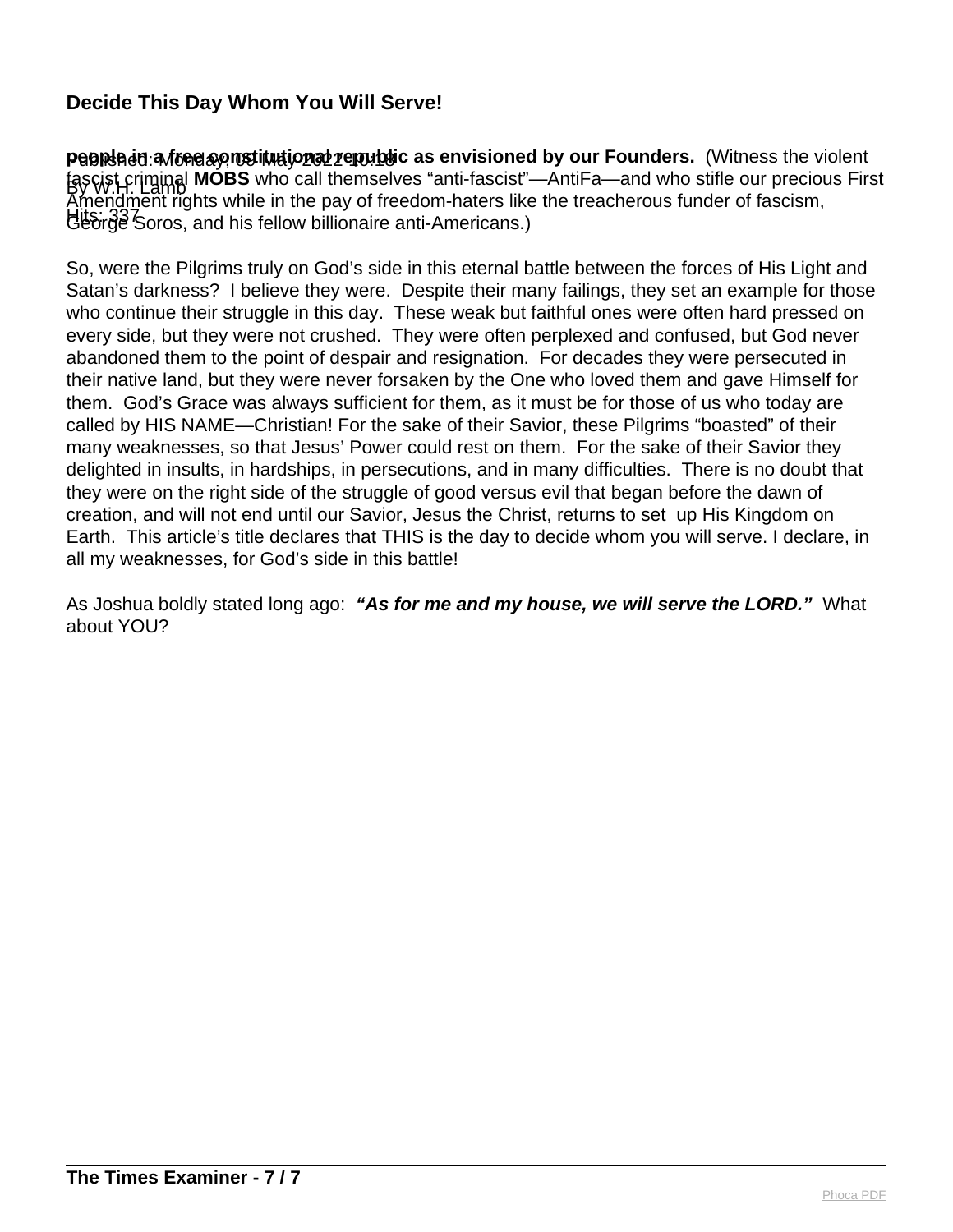**people in a free constitutional republic as envisioned by our Founders.** (Witness the violent fascist criminal **MOBS** who call themselves “anti-fascist”—AntiFa—and who stifle our precious First Amendment rights while in the pay of freedom-haters like the treacherous funder of fascism, George Soros, and his fellow billionaire anti-Americans.)

So, were the Pilgrims truly on God’s side in this eternal battle between the forces of His Light and Satan’s darkness? I believe they were. Despite their many failings, they set an example for those who continue their struggle in this day. These weak but faithful ones were often hard pressed on every side, but they were not crushed. They were often perplexed and confused, but God never abandoned them to the point of despair and resignation. For decades they were persecuted in their native land, but they were never forsaken by the One who loved them and gave Himself for them. God’s Grace was always sufficient for them, as it must be for those of us who today are called by HIS NAME—Christian! For the sake of their Savior, these Pilgrims “boasted” of their many weaknesses, so that Jesus’ Power could rest on them. For the sake of their Savior they delighted in insults, in hardships, in persecutions, and in many difficulties. There is no doubt that they were on the right side of the struggle of good versus evil that began before the dawn of creation, and will not end until our Savior, Jesus the Christ, returns to set up His Kingdom on Earth. This article’s title declares that THIS is the day to decide whom you will serve. I declare, in all my weaknesses, for God’s side in this battle!

As Joshua boldly stated long ago: ***“As for me and my house, we will serve the LORD.”*** What about YOU?